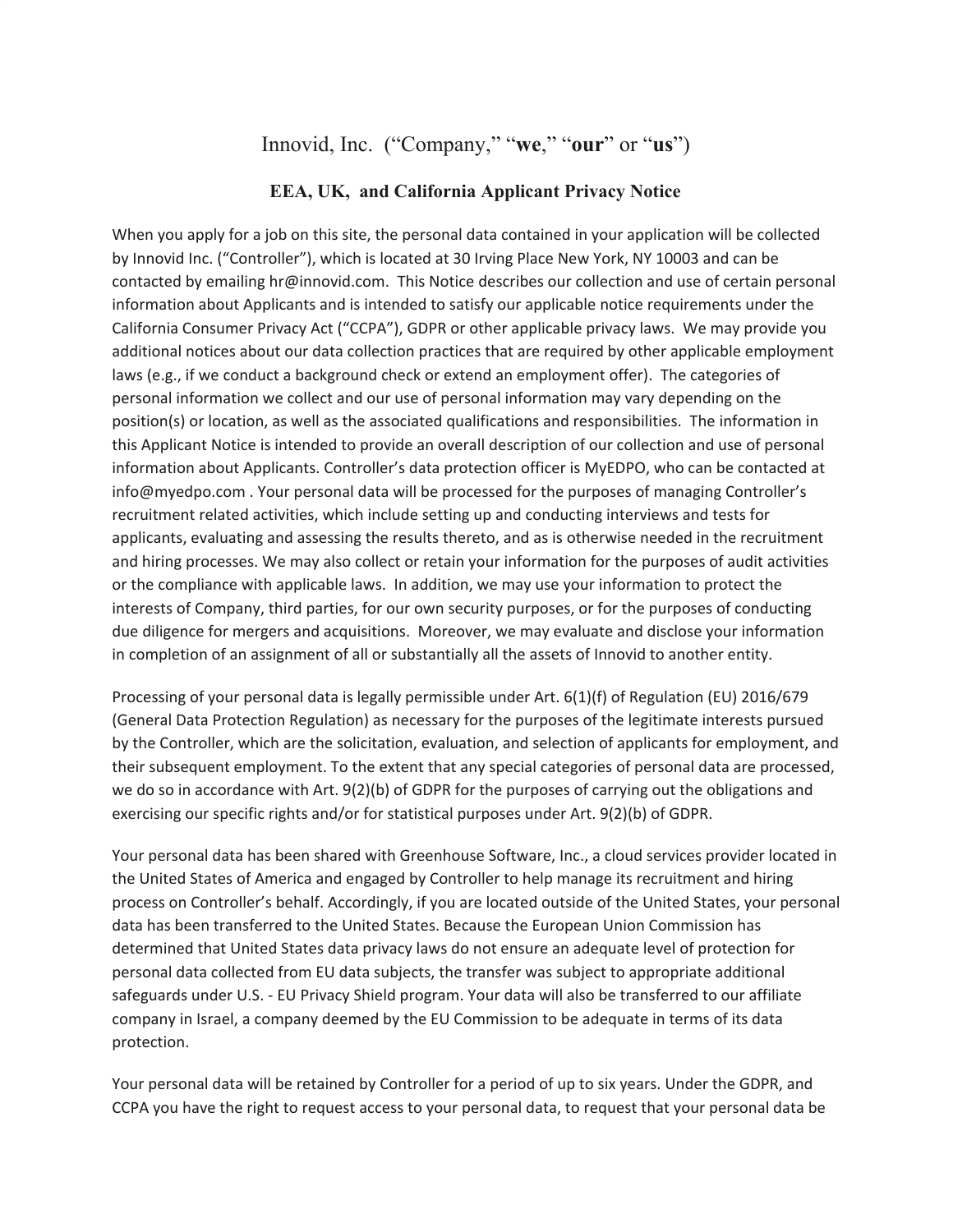# Innovid, Inc. (“Company,” “**we**,” “**our**” or “**us**”)

## EEA, UK, and California Applicant Privacy Notice

When you apply for a job on this site, the personal data contained in your application will be collected by Innovid Inc. (“Controller”), which is located at 30 Irving Place New York, NY 10003 and can be contacted by emailing hr@innovid.com. This Notice describes our collection and use of certain personal information about Applicants and is intended to satisfy our applicable notice requirements under the California Consumer Privacy Act (“CCPA”), GDPR or other applicable privacy laws. We may provide you additional notices about our data collection practices that are required by other applicable employment laws (e.g., if we conduct a background check or extend an employment offer). The categories of personal information we collect and our use of personal information may vary depending on the position(s) or location, as well as the associated qualifications and responsibilities. The information in this Applicant Notice is intended to provide an overall description of our collection and use of personal information about Applicants. Controller’s data protection officer is MyEDPO, who can be contacted at info@myedpo.com . Your personal data will be processed for the purposes of managing Controller’s recruitment related activities, which include setting up and conducting interviews and tests for applicants, evaluating and assessing the results thereto, and as is otherwise needed in the recruitment and hiring processes. We may also collect or retain your information for the purposes of audit activities or the compliance with applicable laws. In addition, we may use your information to protect the interests of Company, third parties, for our own security purposes, or for the purposes of conducting due diligence for mergers and acquisitions. Moreover, we may evaluate and disclose your information in completion of an assignment of all or substantially all the assets of Innovid to another entity.

Processing of your personal data is legally permissible under Art. 6(1)(f) of Regulation (EU) 2016/679 (General Data Protection Regulation) as necessary for the purposes of the legitimate interests pursued by the Controller, which are the solicitation, evaluation, and selection of applicants for employment, and their subsequent employment. To the extent that any special categories of personal data are processed, we do so in accordance with Art. 9(2)(b) of GDPR for the purposes of carrying out the obligations and exercising our specific rights and/or for statistical purposes under Art. 9(2)(b) of GDPR.

Your personal data has been shared with Greenhouse Software, Inc., a cloud services provider located in the United States of America and engaged by Controller to help manage its recruitment and hiring process on Controller’s behalf. Accordingly, if you are located outside of the United States, your personal data has been transferred to the United States. Because the European Union Commission has determined that United States data privacy laws do not ensure an adequate level of protection for personal data collected from EU data subjects, the transfer was subject to appropriate additional safeguards under U.S. - EU Privacy Shield program. Your data will also be transferred to our affiliate company in Israel, a company deemed by the EU Commission to be adequate in terms of its data protection.

Your personal data will be retained by Controller for a period of up to six years. Under the GDPR, and CCPA you have the right to request access to your personal data, to request that your personal data be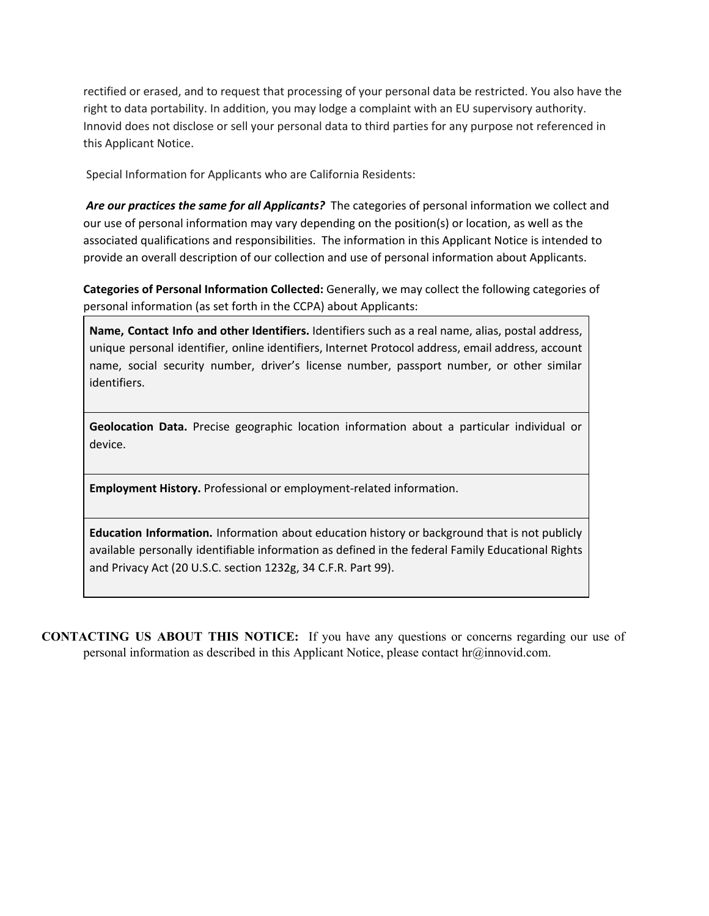rectified or erased, and to request that processing of your personal data be restricted. You also have the right to data portability. In addition, you may lodge a complaint with an EU supervisory authority. Innovid does not disclose or sell your personal data to third parties for any purpose not referenced in this Applicant Notice.

Special Information for Applicants who are California Residents:

***Are our practices the same for all Applicants?*** The categories of personal information we collect and our use of personal information may vary depending on the position(s) or location, as well as the associated qualifications and responsibilities. The information in this Applicant Notice is intended to provide an overall description of our collection and use of personal information about Applicants.

**Categories of Personal Information Collected:** Generally, we may collect the following categories of personal information (as set forth in the CCPA) about Applicants:

| |
|---|
| **Name, Contact Info and other Identifiers.** Identifiers such as a real name, alias, postal address, unique personal identifier, online identifiers, Internet Protocol address, email address, account name, social security number, driver's license number, passport number, or other similar identifiers. |
| **Geolocation Data.** Precise geographic location information about a particular individual or device. |
| **Employment History.** Professional or employment-related information. |
| **Education Information.** Information about education history or background that is not publicly available personally identifiable information as defined in the federal Family Educational Rights and Privacy Act (20 U.S.C. section 1232g, 34 C.F.R. Part 99). |

**CONTACTING US ABOUT THIS NOTICE:** If you have any questions or concerns regarding our use of personal information as described in this Applicant Notice, please contact hr@innovid.com.